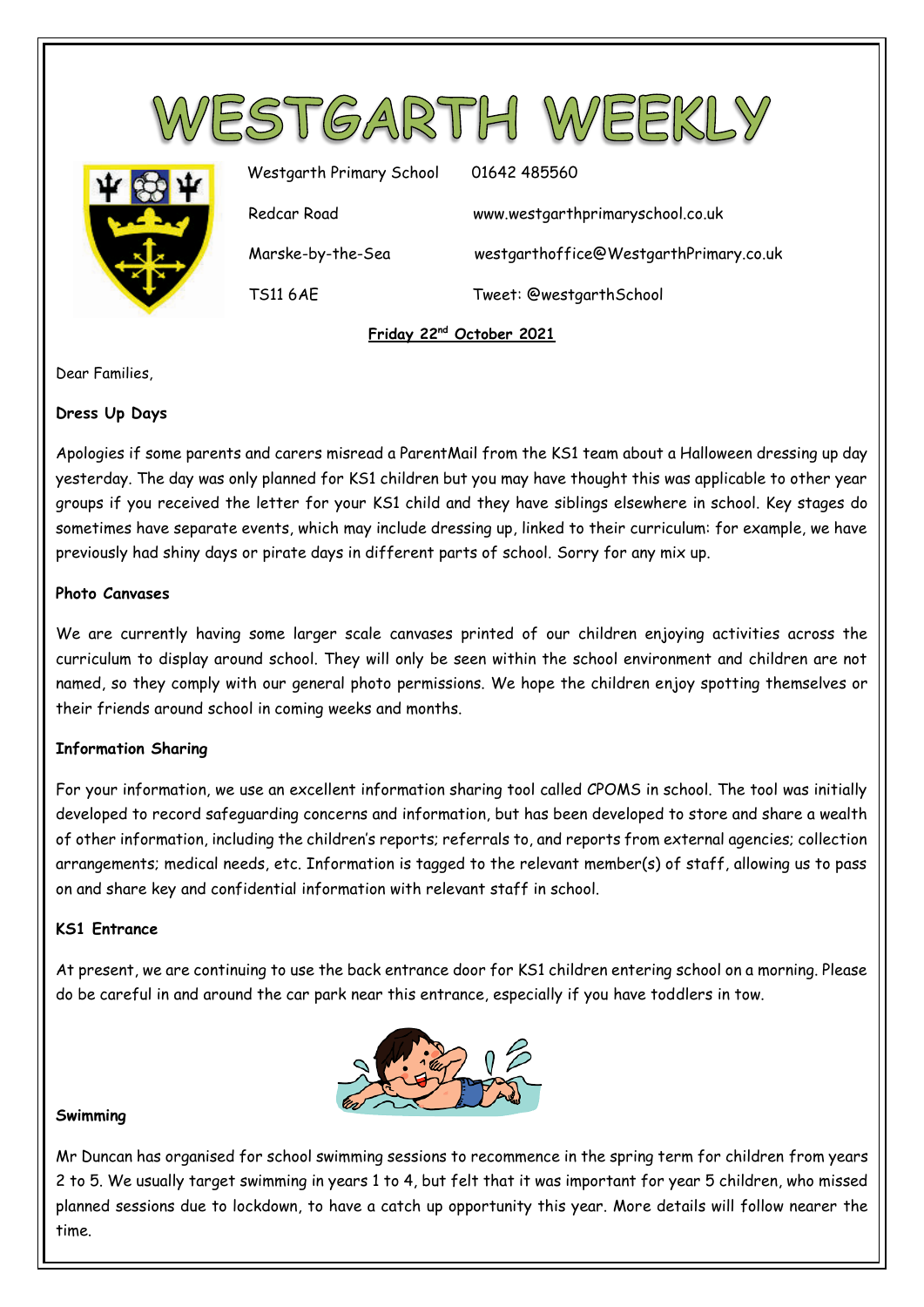# WESTGARTH WEEKLY

Westgarth Primary School
Redcar Road
Marske-by-the-Sea
TS11 6AE

01642 485560
www.westgarthprimaryschool.co.uk
westgarthoffice@WestgarthPrimary.co.uk
Tweet: @westgarthSchool

**Friday 22nd October 2021**

Dear Families,

**Dress Up Days**

Apologies if some parents and carers misread a ParentMail from the KS1 team about a Halloween dressing up day yesterday. The day was only planned for KS1 children but you may have thought this was applicable to other year groups if you received the letter for your KS1 child and they have siblings elsewhere in school. Key stages do sometimes have separate events, which may include dressing up, linked to their curriculum: for example, we have previously had shiny days or pirate days in different parts of school. Sorry for any mix up.

**Photo Canvases**

We are currently having some larger scale canvases printed of our children enjoying activities across the curriculum to display around school. They will only be seen within the school environment and children are not named, so they comply with our general photo permissions. We hope the children enjoy spotting themselves or their friends around school in coming weeks and months.

**Information Sharing**

For your information, we use an excellent information sharing tool called CPOMS in school. The tool was initially developed to record safeguarding concerns and information, but has been developed to store and share a wealth of other information, including the children's reports; referrals to, and reports from external agencies; collection arrangements; medical needs, etc. Information is tagged to the relevant member(s) of staff, allowing us to pass on and share key and confidential information with relevant staff in school.

**KS1 Entrance**

At present, we are continuing to use the back entrance door for KS1 children entering school on a morning. Please do be careful in and around the car park near this entrance, especially if you have toddlers in tow.

**Swimming**

Mr Duncan has organised for school swimming sessions to recommence in the spring term for children from years 2 to 5. We usually target swimming in years 1 to 4, but felt that it was important for year 5 children, who missed planned sessions due to lockdown, to have a catch up opportunity this year. More details will follow nearer the time.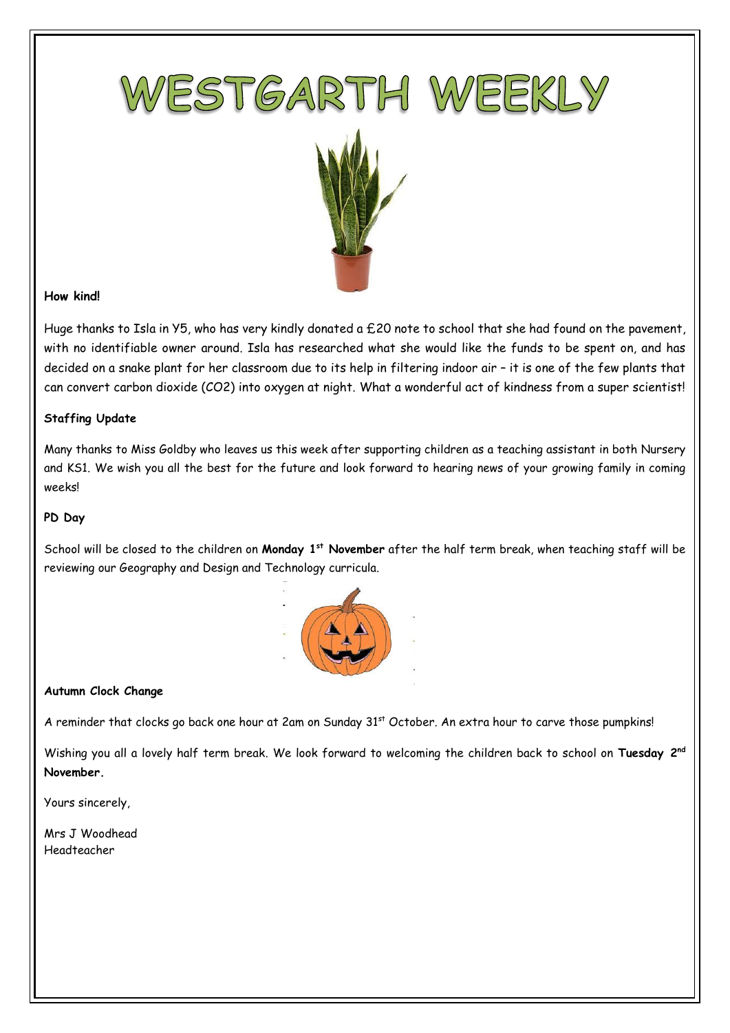# WESTGARTH WEEKLY

**How kind!**

Huge thanks to Isla in Y5, who has very kindly donated a £20 note to school that she had found on the pavement, with no identifiable owner around. Isla has researched what she would like the funds to be spent on, and has decided on a snake plant for her classroom due to its help in filtering indoor air – it is one of the few plants that can convert carbon dioxide ($CO_2$) into oxygen at night. What a wonderful act of kindness from a super scientist!

**Staffing Update**

Many thanks to Miss Goldby who leaves us this week after supporting children as a teaching assistant in both Nursery and KS1. We wish you all the best for the future and look forward to hearing news of your growing family in coming weeks!

**PD Day**

School will be closed to the children on **Monday 1st November** after the half term break, when teaching staff will be reviewing our Geography and Design and Technology curricula.

**Autumn Clock Change**

A reminder that clocks go back one hour at 2am on Sunday 31st October. An extra hour to carve those pumpkins!

Wishing you all a lovely half term break. We look forward to welcoming the children back to school on **Tuesday 2nd November.**

Yours sincerely,

Mrs J Woodhead
Headteacher